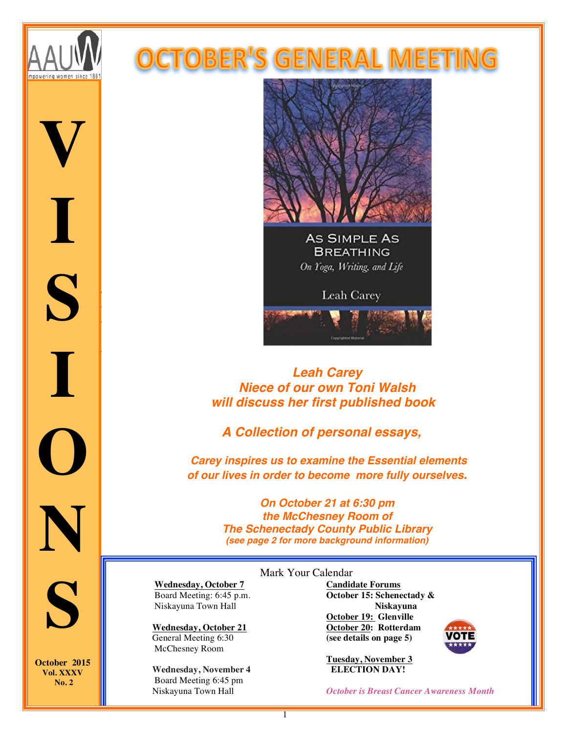# OCTOBER'S GENERAL MEETING

AAUW
empowering women since 1881

**VISIONS**

**October 2015**
**Vol. XXXV**
**No. 2**

AS SIMPLE AS BREATHING
*On Yoga, Writing, and Life*
Leah Carey

***Leah Carey***
***Niece of our own Toni Walsh***
***will discuss her first published book***

***A Collection of personal essays,***

***Carey inspires us to examine the Essential elements of our lives in order to become more fully ourselves.***

***On October 21 at 6:30 pm***
***the McChesney Room of***
***The Schenectady County Public Library***
***(see page 2 for more background information)***

## Mark Your Calendar

**Wednesday, October 7**
Board Meeting: 6:45 p.m.
Niskayuna Town Hall

**Wednesday, October 21**
General Meeting 6:30
McChesney Room

**Wednesday, November 4**
Board Meeting 6:45 pm
Niskayuna Town Hall

**Candidate Forums**
**October 15: Schenectady & Niskayuna**
**October 19: Glenville**
**October 20: Rotterdam**
**(see details on page 5)**

**Tuesday, November 3**
**ELECTION DAY!**

*October is Breast Cancer Awareness Month*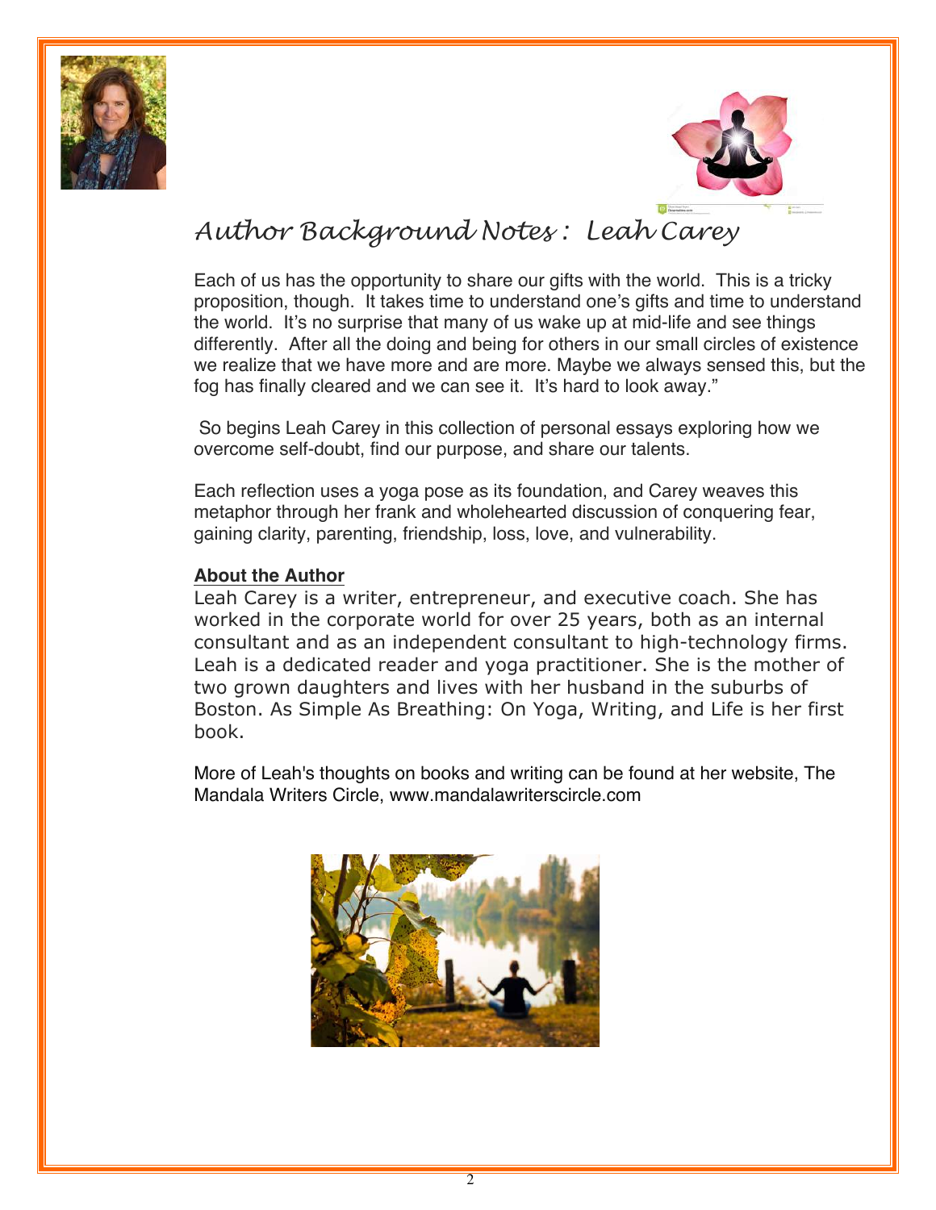# Author Background Notes : Leah Carey

Each of us has the opportunity to share our gifts with the world. This is a tricky proposition, though. It takes time to understand one's gifts and time to understand the world. It's no surprise that many of us wake up at mid-life and see things differently. After all the doing and being for others in our small circles of existence we realize that we have more and are more. Maybe we always sensed this, but the fog has finally cleared and we can see it. It's hard to look away."

So begins Leah Carey in this collection of personal essays exploring how we overcome self-doubt, find our purpose, and share our talents.

Each reflection uses a yoga pose as its foundation, and Carey weaves this metaphor through her frank and wholehearted discussion of conquering fear, gaining clarity, parenting, friendship, loss, love, and vulnerability.

**About the Author**

Leah Carey is a writer, entrepreneur, and executive coach. She has worked in the corporate world for over 25 years, both as an internal consultant and as an independent consultant to high-technology firms. Leah is a dedicated reader and yoga practitioner. She is the mother of two grown daughters and lives with her husband in the suburbs of Boston. As Simple As Breathing: On Yoga, Writing, and Life is her first book.

More of Leah's thoughts on books and writing can be found at her website, The Mandala Writers Circle, www.mandalawriterscircle.com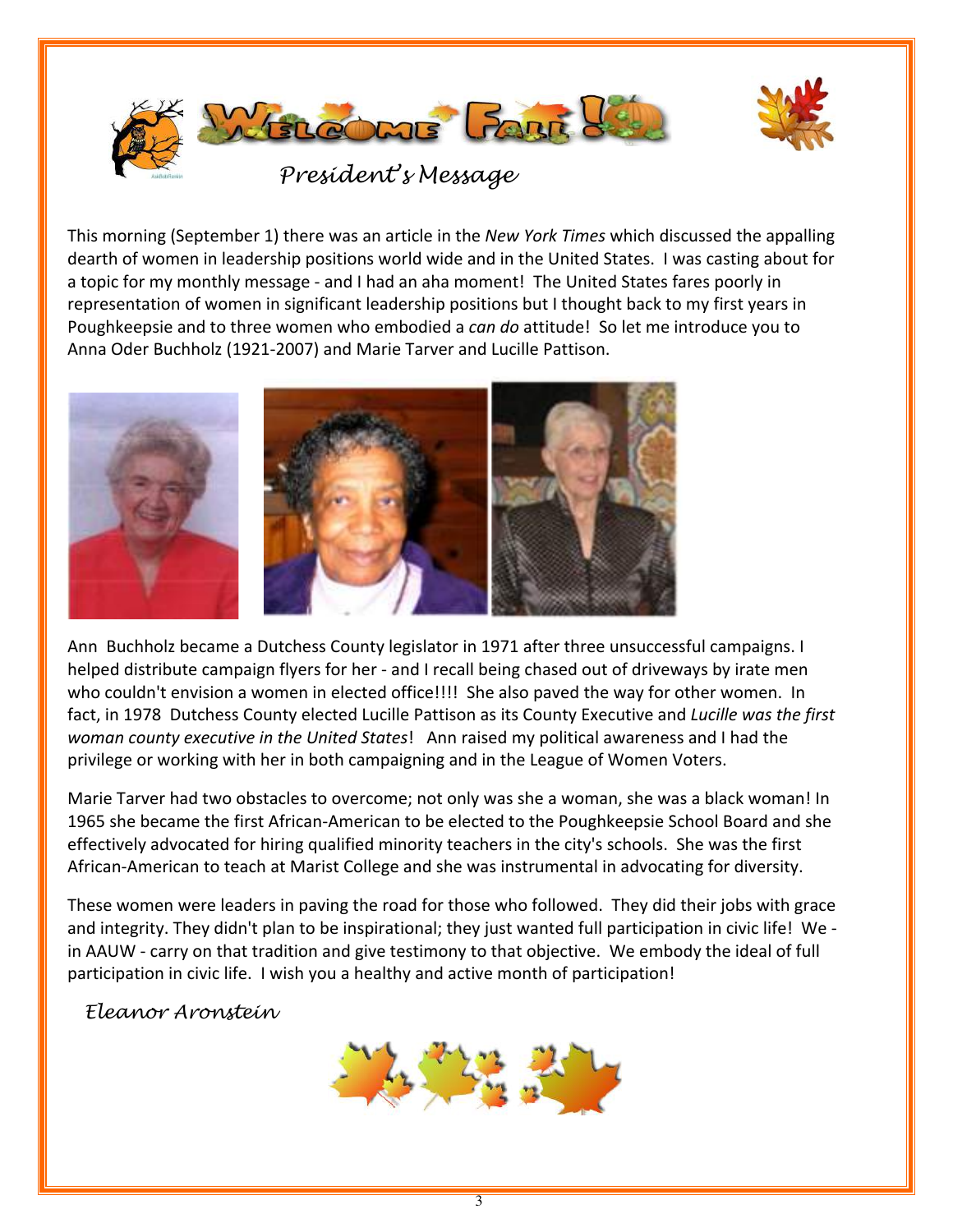# Welcome Fall!

## *President's Message*

This morning (September 1) there was an article in the *New York Times* which discussed the appalling dearth of women in leadership positions world wide and in the United States. I was casting about for a topic for my monthly message - and I had an aha moment! The United States fares poorly in representation of women in significant leadership positions but I thought back to my first years in Poughkeepsie and to three women who embodied a *can do* attitude! So let me introduce you to Anna Oder Buchholz (1921-2007) and Marie Tarver and Lucille Pattison.

Ann Buchholz became a Dutchess County legislator in 1971 after three unsuccessful campaigns. I helped distribute campaign flyers for her - and I recall being chased out of driveways by irate men who couldn't envision a women in elected office!!!! She also paved the way for other women. In fact, in 1978 Dutchess County elected Lucille Pattison as its County Executive and *Lucille was the first woman county executive in the United States*! Ann raised my political awareness and I had the privilege or working with her in both campaigning and in the League of Women Voters.

Marie Tarver had two obstacles to overcome; not only was she a woman, she was a black woman! In 1965 she became the first African-American to be elected to the Poughkeepsie School Board and she effectively advocated for hiring qualified minority teachers in the city's schools. She was the first African-American to teach at Marist College and she was instrumental in advocating for diversity.

These women were leaders in paving the road for those who followed. They did their jobs with grace and integrity. They didn't plan to be inspirational; they just wanted full participation in civic life! We - in AAUW - carry on that tradition and give testimony to that objective. We embody the ideal of full participation in civic life. I wish you a healthy and active month of participation!

*Eleanor Aronstein*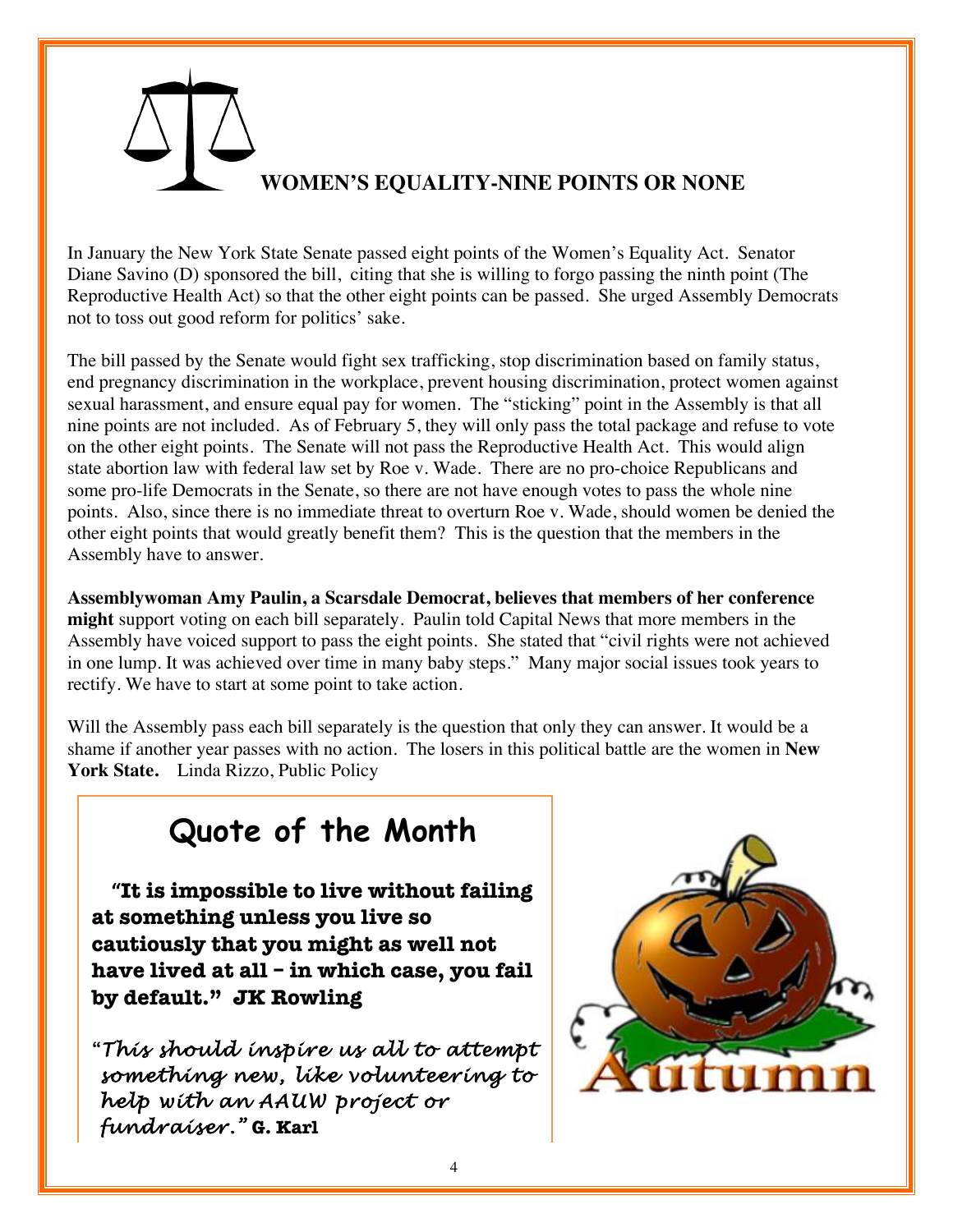## WOMEN'S EQUALITY-NINE POINTS OR NONE

In January the New York State Senate passed eight points of the Women's Equality Act. Senator Diane Savino (D) sponsored the bill, citing that she is willing to forgo passing the ninth point (The Reproductive Health Act) so that the other eight points can be passed. She urged Assembly Democrats not to toss out good reform for politics' sake.

The bill passed by the Senate would fight sex trafficking, stop discrimination based on family status, end pregnancy discrimination in the workplace, prevent housing discrimination, protect women against sexual harassment, and ensure equal pay for women. The "sticking" point in the Assembly is that all nine points are not included. As of February 5, they will only pass the total package and refuse to vote on the other eight points. The Senate will not pass the Reproductive Health Act. This would align state abortion law with federal law set by Roe v. Wade. There are no pro-choice Republicans and some pro-life Democrats in the Senate, so there are not have enough votes to pass the whole nine points. Also, since there is no immediate threat to overturn Roe v. Wade, should women be denied the other eight points that would greatly benefit them? This is the question that the members in the Assembly have to answer.

**Assemblywoman Amy Paulin, a Scarsdale Democrat, believes that members of her conference might** support voting on each bill separately. Paulin told Capital News that more members in the Assembly have voiced support to pass the eight points. She stated that "civil rights were not achieved in one lump. It was achieved over time in many baby steps." Many major social issues took years to rectify. We have to start at some point to take action.

Will the Assembly pass each bill separately is the question that only they can answer. It would be a shame if another year passes with no action. The losers in this political battle are the women in **New York State.** Linda Rizzo, Public Policy

## Quote of the Month

**"It is impossible to live without failing at something unless you live so cautiously that you might as well not have lived at all – in which case, you fail by default." JK Rowling**

*"This should inspire us all to attempt something new, like volunteering to help with an AAUW project or fundraiser."* **G. Karl**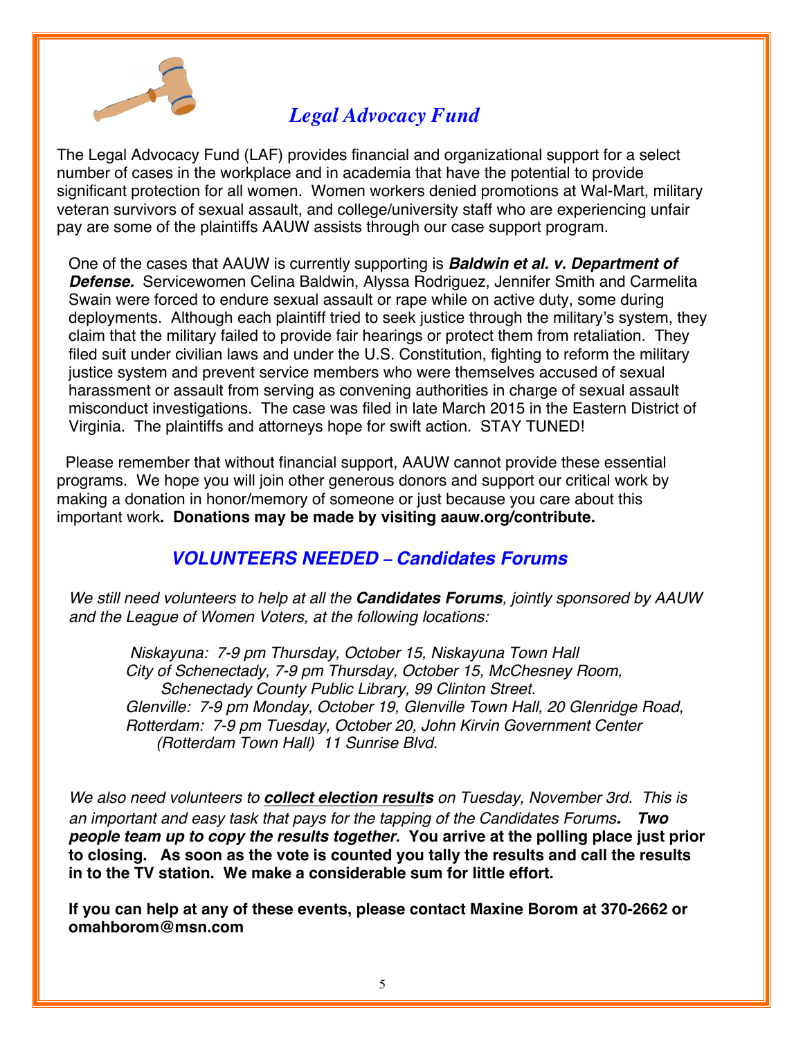## *Legal Advocacy Fund*

The Legal Advocacy Fund (LAF) provides financial and organizational support for a select number of cases in the workplace and in academia that have the potential to provide significant protection for all women. Women workers denied promotions at Wal-Mart, military veteran survivors of sexual assault, and college/university staff who are experiencing unfair pay are some of the plaintiffs AAUW assists through our case support program.

One of the cases that AAUW is currently supporting is ***Baldwin et al. v. Department of Defense.*** Servicewomen Celina Baldwin, Alyssa Rodriguez, Jennifer Smith and Carmelita Swain were forced to endure sexual assault or rape while on active duty, some during deployments. Although each plaintiff tried to seek justice through the military's system, they claim that the military failed to provide fair hearings or protect them from retaliation. They filed suit under civilian laws and under the U.S. Constitution, fighting to reform the military justice system and prevent service members who were themselves accused of sexual harassment or assault from serving as convening authorities in charge of sexual assault misconduct investigations. The case was filed in late March 2015 in the Eastern District of Virginia. The plaintiffs and attorneys hope for swift action. STAY TUNED!

Please remember that without financial support, AAUW cannot provide these essential programs. We hope you will join other generous donors and support our critical work by making a donation in honor/memory of someone or just because you care about this important work**. Donations may be made by visiting aauw.org/contribute.**

## ***VOLUNTEERS NEEDED – Candidates Forums***

*We still need volunteers to help at all the **Candidates Forums**, jointly sponsored by AAUW and the League of Women Voters, at the following locations:*

*Niskayuna: 7-9 pm Thursday, October 15, Niskayuna Town Hall*
*City of Schenectady, 7-9 pm Thursday, October 15, McChesney Room, Schenectady County Public Library, 99 Clinton Street.*
*Glenville: 7-9 pm Monday, October 19, Glenville Town Hall, 20 Glenridge Road,*
*Rotterdam: 7-9 pm Tuesday, October 20, John Kirvin Government Center (Rotterdam Town Hall) 11 Sunrise Blvd.*

*We also need volunteers to **collect election results** on Tuesday, November 3rd. This is an important and easy task that pays for the tapping of the Candidates Forums**. Two people team up to copy the results together.*** **You arrive at the polling place just prior to closing. As soon as the vote is counted you tally the results and call the results in to the TV station. We make a considerable sum for little effort.**

**If you can help at any of these events, please contact Maxine Borom at 370-2662 or omahborom@msn.com**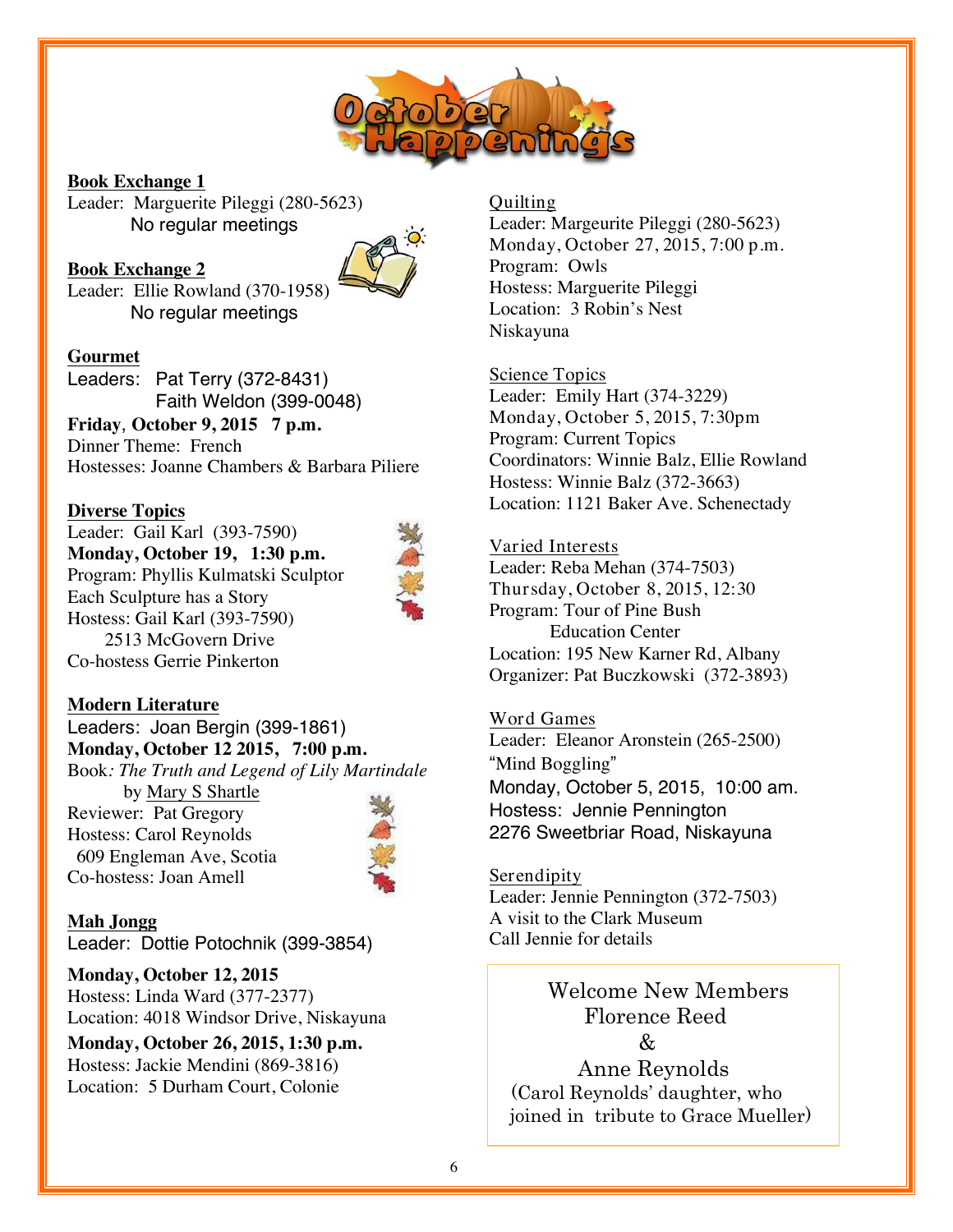# October Happenings

**Book Exchange 1**
Leader: Marguerite Pileggi (280-5623)
No regular meetings

**Book Exchange 2**
Leader: Ellie Rowland (370-1958)
No regular meetings

**Gourmet**
Leaders: Pat Terry (372-8431)
Faith Weldon (399-0048)
**Friday, October 9, 2015 7 p.m.**
Dinner Theme: French
Hostesses: Joanne Chambers & Barbara Piliere

**Diverse Topics**
Leader: Gail Karl (393-7590)
**Monday, October 19, 1:30 p.m.**
Program: Phyllis Kulmatski Sculptor
Each Sculpture has a Story
Hostess: Gail Karl (393-7590)
2513 McGovern Drive
Co-hostess Gerrie Pinkerton

**Modern Literature**
Leaders: Joan Bergin (399-1861)
**Monday, October 12 2015, 7:00 p.m.**
Book*: The Truth and Legend of Lily Martindale*
by Mary S Shartle
Reviewer: Pat Gregory
Hostess: Carol Reynolds
609 Engleman Ave, Scotia
Co-hostess: Joan Amell

**Mah Jongg**
Leader: Dottie Potochnik (399-3854)

**Monday, October 12, 2015**
Hostess: Linda Ward (377-2377)
Location: 4018 Windsor Drive, Niskayuna

**Monday, October 26, 2015, 1:30 p.m.**
Hostess: Jackie Mendini (869-3816)
Location: 5 Durham Court, Colonie

Quilting
Leader: Margeurite Pileggi (280-5623)
Monday, October 27, 2015, 7:00 p.m.
Program: Owls
Hostess: Marguerite Pileggi
Location: 3 Robin's Nest
Niskayuna

Science Topics
Leader: Emily Hart (374-3229)
Monday, October 5, 2015, 7:30pm
Program: Current Topics
Coordinators: Winnie Balz, Ellie Rowland
Hostess: Winnie Balz (372-3663)
Location: 1121 Baker Ave. Schenectady

Varied Interests
Leader: Reba Mehan (374-7503)
Thursday, October 8, 2015, 12:30
Program: Tour of Pine Bush
Education Center
Location: 195 New Karner Rd, Albany
Organizer: Pat Buczkowski (372-3893)

Word Games
Leader: Eleanor Aronstein (265-2500)
"Mind Boggling"
Monday, October 5, 2015, 10:00 am.
Hostess: Jennie Pennington
2276 Sweetbriar Road, Niskayuna

Serendipity
Leader: Jennie Pennington (372-7503)
A visit to the Clark Museum
Call Jennie for details

Welcome New Members
Florence Reed
&
Anne Reynolds
(Carol Reynolds' daughter, who joined in tribute to Grace Mueller)